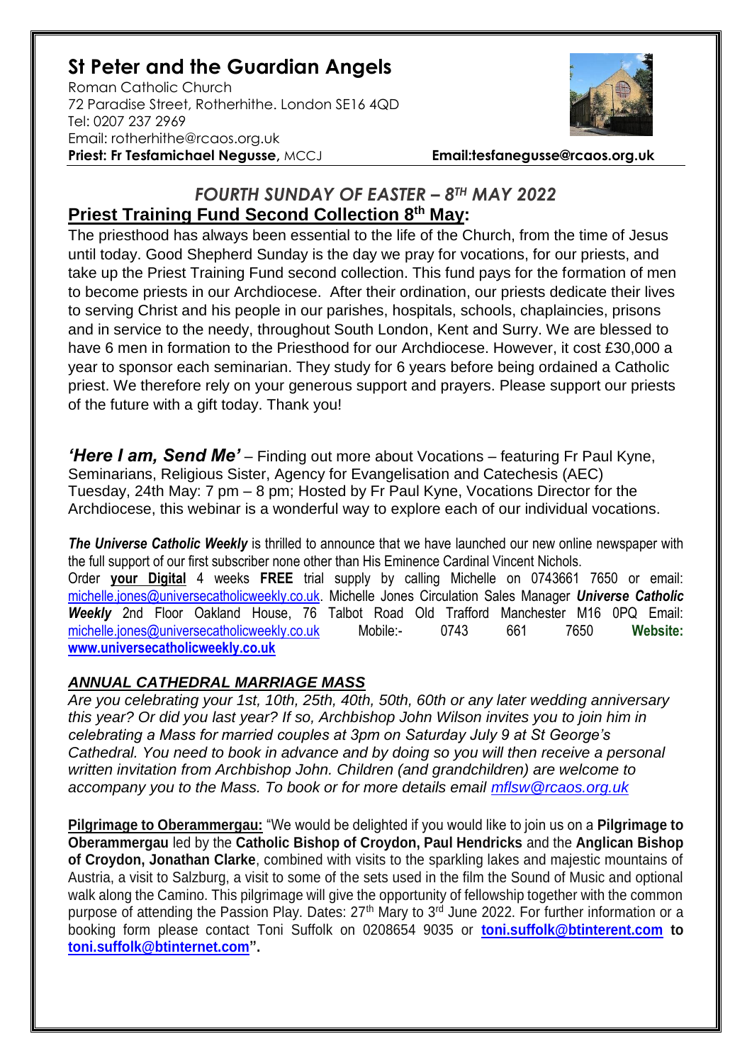# St Peter and the Guardian Angels

Roman Catholic Church
72 Paradise Street, Rotherhithe. London SE16 4QD
Tel: 0207 237 2969
Email: rotherhithe@rcaos.org.uk
**Priest: Fr Tesfamichael Negusse,** MCCJ **Email:tesfanegusse@rcaos.org.uk**

## *FOURTH SUNDAY OF EASTER – 8TH MAY 2022*

**Priest Training Fund Second Collection 8th May:**

The priesthood has always been essential to the life of the Church, from the time of Jesus until today. Good Shepherd Sunday is the day we pray for vocations, for our priests, and take up the Priest Training Fund second collection. This fund pays for the formation of men to become priests in our Archdiocese. After their ordination, our priests dedicate their lives to serving Christ and his people in our parishes, hospitals, schools, chaplaincies, prisons and in service to the needy, throughout South London, Kent and Surry. We are blessed to have 6 men in formation to the Priesthood for our Archdiocese. However, it cost £30,000 a year to sponsor each seminarian. They study for 6 years before being ordained a Catholic priest. We therefore rely on your generous support and prayers. Please support our priests of the future with a gift today. Thank you!

***'Here I am, Send Me'*** – Finding out more about Vocations – featuring Fr Paul Kyne, Seminarians, Religious Sister, Agency for Evangelisation and Catechesis (AEC) Tuesday, 24th May: 7 pm – 8 pm; Hosted by Fr Paul Kyne, Vocations Director for the Archdiocese, this webinar is a wonderful way to explore each of our individual vocations.

***The Universe Catholic Weekly*** is thrilled to announce that we have launched our new online newspaper with the full support of our first subscriber none other than His Eminence Cardinal Vincent Nichols.
Order **your Digital** 4 weeks **FREE** trial supply by calling Michelle on 0743661 7650 or email: michelle.jones@universecatholicweekly.co.uk. Michelle Jones Circulation Sales Manager ***Universe Catholic Weekly*** 2nd Floor Oakland House, 76 Talbot Road Old Trafford Manchester M16 0PQ Email: michelle.jones@universecatholicweekly.co.uk Mobile:- 0743 661 7650 **Website: www.universecatholicweekly.co.uk**

***ANNUAL CATHEDRAL MARRIAGE MASS***

*Are you celebrating your 1st, 10th, 25th, 40th, 50th, 60th or any later wedding anniversary this year? Or did you last year? If so, Archbishop John Wilson invites you to join him in celebrating a Mass for married couples at 3pm on Saturday July 9 at St George's Cathedral. You need to book in advance and by doing so you will then receive a personal written invitation from Archbishop John. Children (and grandchildren) are welcome to accompany you to the Mass. To book or for more details email mflsw@rcaos.org.uk*

**Pilgrimage to Oberammergau:** "We would be delighted if you would like to join us on a **Pilgrimage to Oberammergau** led by the **Catholic Bishop of Croydon, Paul Hendricks** and the **Anglican Bishop of Croydon, Jonathan Clarke**, combined with visits to the sparkling lakes and majestic mountains of Austria, a visit to Salzburg, a visit to some of the sets used in the film the Sound of Music and optional walk along the Camino. This pilgrimage will give the opportunity of fellowship together with the common purpose of attending the Passion Play. Dates: 27th Mary to 3rd June 2022. For further information or a booking form please contact Toni Suffolk on 0208654 9035 or **toni.suffolk@btinterent.com to toni.suffolk@btinternet.com".**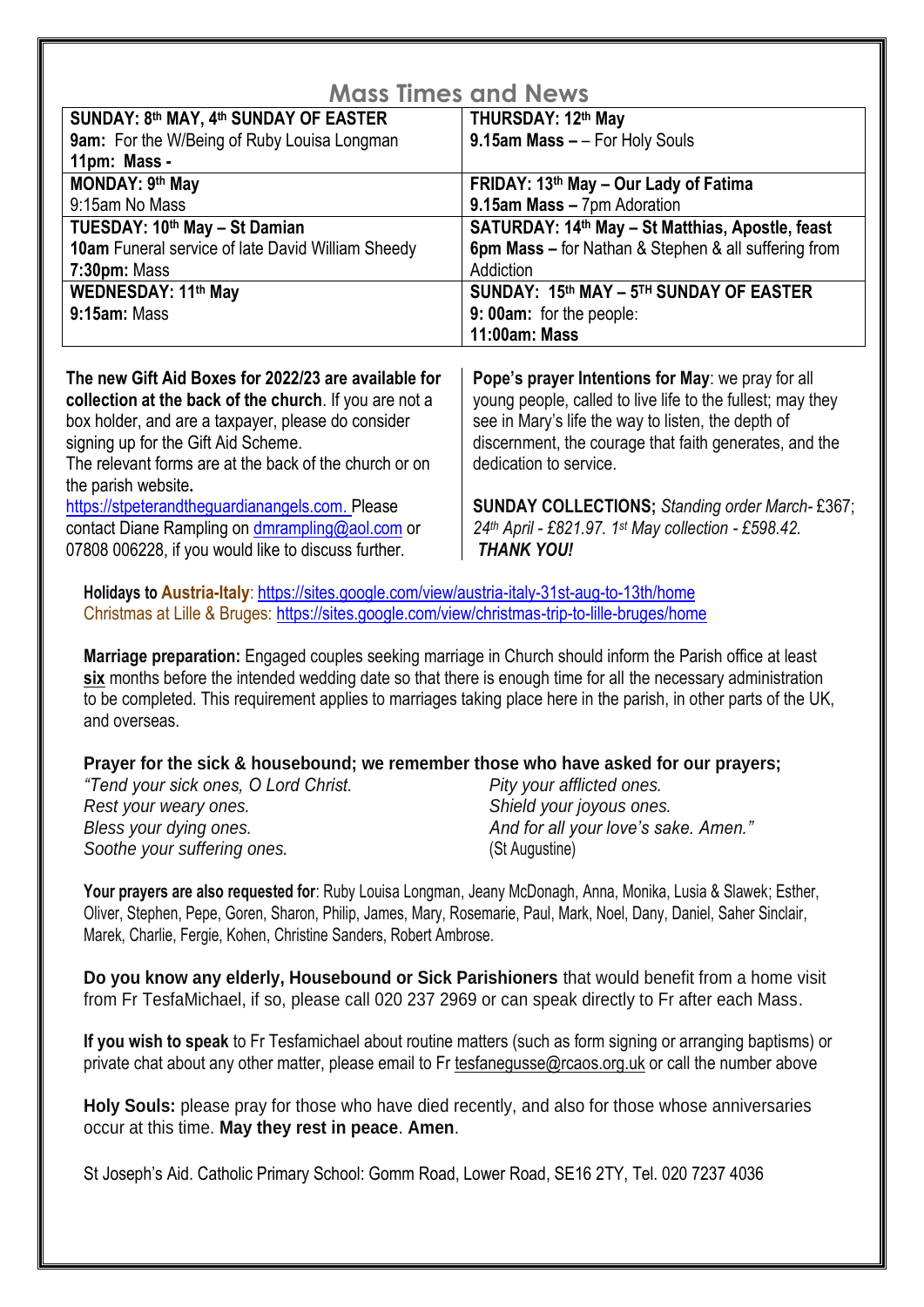## Mass Times and News

| | |
|---|---|
| **SUNDAY: 8th MAY, 4th SUNDAY OF EASTER**<br>**9am:** For the W/Being of Ruby Louisa Longman<br>**11pm: Mass -** | **THURSDAY: 12th May**<br>**9.15am Mass –** – For Holy Souls |
| **MONDAY: 9th May**<br>9:15am No Mass | **FRIDAY: 13th May – Our Lady of Fatima**<br>**9.15am Mass –** 7pm Adoration |
| **TUESDAY: 10th May – St Damian**<br>**10am** Funeral service of late David William Sheedy<br>**7:30pm:** Mass | **SATURDAY: 14th May – St Matthias, Apostle, feast**<br>**6pm Mass –** for Nathan & Stephen & all suffering from Addiction |
| **WEDNESDAY: 11th May**<br>**9:15am:** Mass | **SUNDAY: 15th MAY – 5TH SUNDAY OF EASTER**<br>**9: 00am:** for the people:<br>**11:00am: Mass** |

**The new Gift Aid Boxes for 2022/23 are available for collection at the back of the church**. If you are not a box holder, and are a taxpayer, please do consider signing up for the Gift Aid Scheme.
The relevant forms are at the back of the church or on the parish website**.**
https://stpeterandtheguardianangels.com. Please contact Diane Rampling on dmrampling@aol.com or 07808 006228, if you would like to discuss further.

**Pope's prayer Intentions for May**: we pray for all young people, called to live life to the fullest; may they see in Mary's life the way to listen, the depth of discernment, the courage that faith generates, and the dedication to service.

**SUNDAY COLLECTIONS;** *Standing order March*- £367; *24th April - £821.97. 1st May collection - £598.42.*
***THANK YOU!***

**Holidays to Austria-Italy**: https://sites.google.com/view/austria-italy-31st-aug-to-13th/home
Christmas at Lille & Bruges: https://sites.google.com/view/christmas-trip-to-lille-bruges/home

**Marriage preparation:** Engaged couples seeking marriage in Church should inform the Parish office at least **six** months before the intended wedding date so that there is enough time for all the necessary administration to be completed. This requirement applies to marriages taking place here in the parish, in other parts of the UK, and overseas.

**Prayer for the sick & housebound; we remember those who have asked for our prayers;**

*"Tend your sick ones, O Lord Christ.*
*Rest your weary ones.*
*Bless your dying ones.*
*Soothe your suffering ones.*
*Pity your afflicted ones.*
*Shield your joyous ones.*
*And for all your love's sake. Amen."*
(St Augustine)

**Your prayers are also requested for**: Ruby Louisa Longman, Jeany McDonagh, Anna, Monika, Lusia & Slawek; Esther, Oliver, Stephen, Pepe, Goren, Sharon, Philip, James, Mary, Rosemarie, Paul, Mark, Noel, Dany, Daniel, Saher Sinclair, Marek, Charlie, Fergie, Kohen, Christine Sanders, Robert Ambrose.

**Do you know any elderly, Housebound or Sick Parishioners** that would benefit from a home visit from Fr TesfaMichael, if so, please call 020 237 2969 or can speak directly to Fr after each Mass.

**If you wish to speak** to Fr Tesfamichael about routine matters (such as form signing or arranging baptisms) or private chat about any other matter, please email to Fr tesfanegusse@rcaos.org.uk or call the number above

**Holy Souls:** please pray for those who have died recently, and also for those whose anniversaries occur at this time. **May they rest in peace**. **Amen**.

St Joseph's Aid. Catholic Primary School: Gomm Road, Lower Road, SE16 2TY, Tel. 020 7237 4036